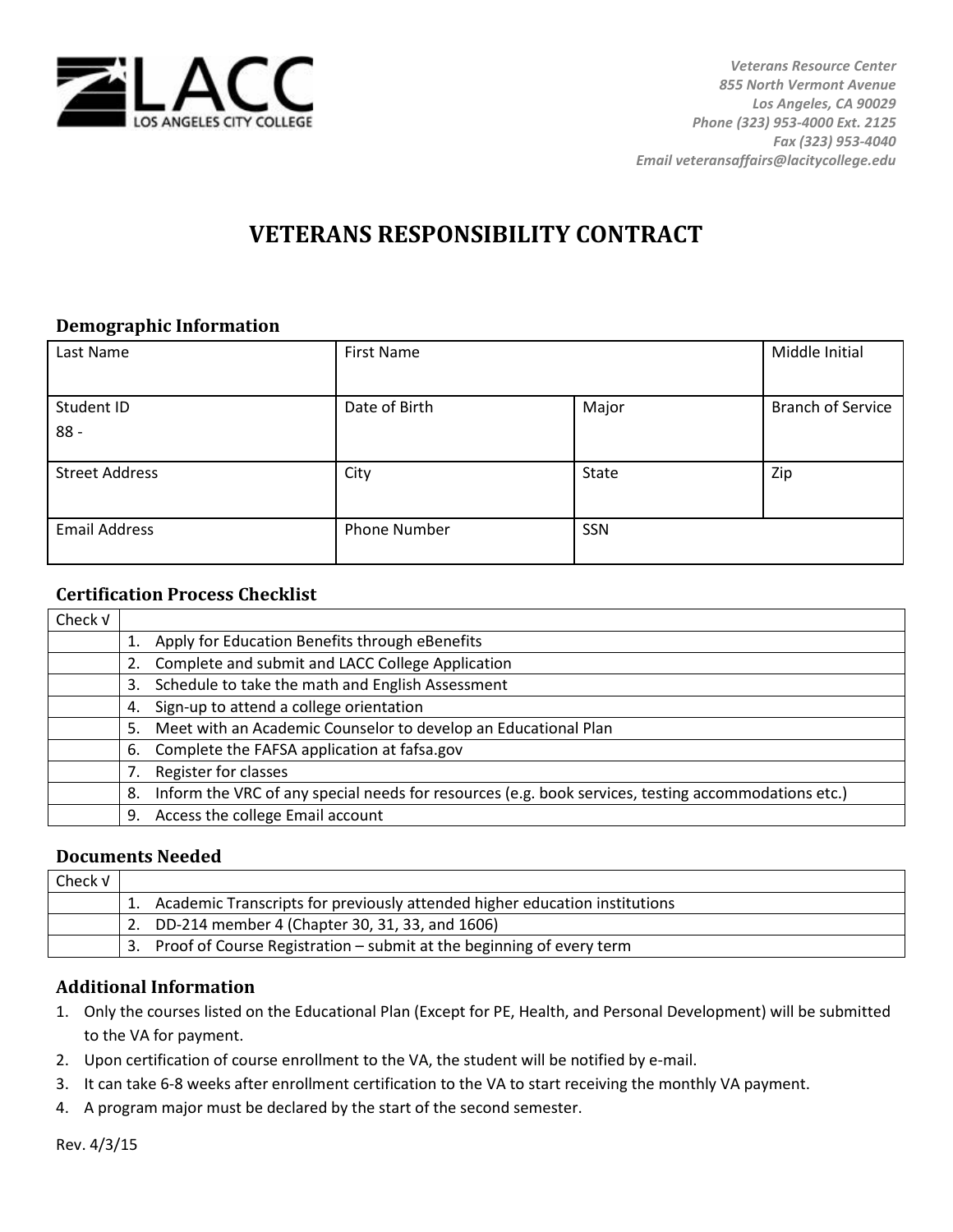LACC
LOS ANGELES CITY COLLEGE

*Veterans Resource Center*
*855 North Vermont Avenue*
*Los Angeles, CA 90029*
*Phone (323) 953-4000 Ext. 2125*
*Fax (323) 953-4040*
*Email veteransaffairs@lacitycollege.edu*

# VETERANS RESPONSIBILITY CONTRACT

## Demographic Information

| Last Name | First Name | | Middle Initial |
|---|---|---|---|
| Student ID<br>88 - | Date of Birth | Major | Branch of Service |
| Street Address | City | State | Zip |
| Email Address | Phone Number | SSN | |

## Certification Process Checklist

| Check √ | |
|---|---|
| | 1. Apply for Education Benefits through eBenefits |
| | 2. Complete and submit and LACC College Application |
| | 3. Schedule to take the math and English Assessment |
| | 4. Sign-up to attend a college orientation |
| | 5. Meet with an Academic Counselor to develop an Educational Plan |
| | 6. Complete the FAFSA application at fafsa.gov |
| | 7. Register for classes |
| | 8. Inform the VRC of any special needs for resources (e.g. book services, testing accommodations etc.) |
| | 9. Access the college Email account |

## Documents Needed

| Check √ | |
|---|---|
| | 1. Academic Transcripts for previously attended higher education institutions |
| | 2. DD-214 member 4 (Chapter 30, 31, 33, and 1606) |
| | 3. Proof of Course Registration – submit at the beginning of every term |

## Additional Information

1. Only the courses listed on the Educational Plan (Except for PE, Health, and Personal Development) will be submitted to the VA for payment.
2. Upon certification of course enrollment to the VA, the student will be notified by e-mail.
3. It can take 6-8 weeks after enrollment certification to the VA to start receiving the monthly VA payment.
4. A program major must be declared by the start of the second semester.

Rev. 4/3/15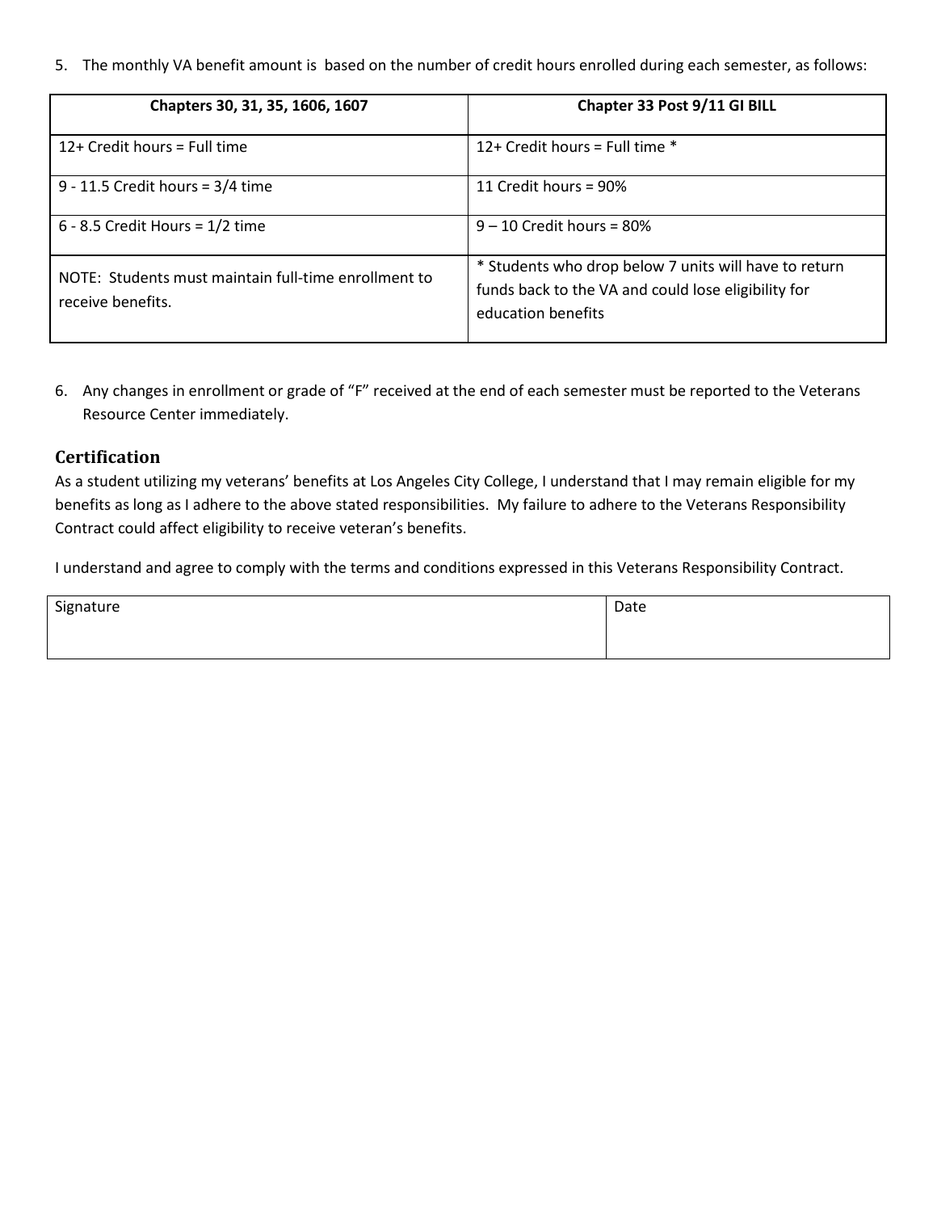5. The monthly VA benefit amount is based on the number of credit hours enrolled during each semester, as follows:

| Chapters 30, 31, 35, 1606, 1607 | Chapter 33 Post 9/11 GI BILL |
|---|---|
| 12+ Credit hours = Full time | 12+ Credit hours = Full time * |
| 9 - 11.5 Credit hours = 3/4 time | 11 Credit hours = 90% |
| 6 - 8.5 Credit Hours = 1/2 time | 9 – 10 Credit hours = 80% |
| NOTE: Students must maintain full-time enrollment to receive benefits. | * Students who drop below 7 units will have to return funds back to the VA and could lose eligibility for education benefits |

6. Any changes in enrollment or grade of "F" received at the end of each semester must be reported to the Veterans Resource Center immediately.

## Certification

As a student utilizing my veterans' benefits at Los Angeles City College, I understand that I may remain eligible for my benefits as long as I adhere to the above stated responsibilities. My failure to adhere to the Veterans Responsibility Contract could affect eligibility to receive veteran's benefits.

I understand and agree to comply with the terms and conditions expressed in this Veterans Responsibility Contract.

| Signature | Date |
|---|---|
| | |